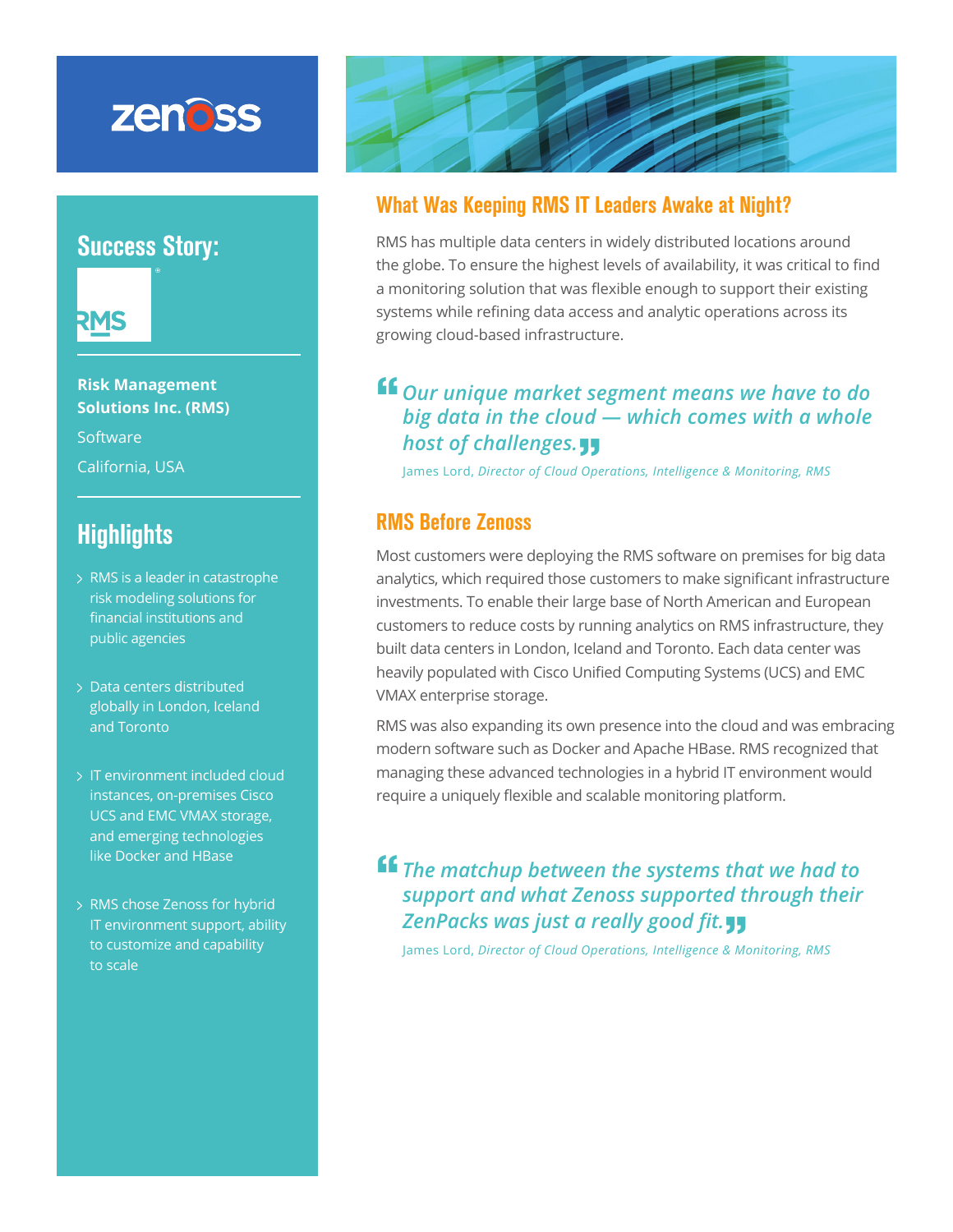# Success Story:

RMS

**Risk Management Solutions Inc. (RMS)**

Software

California, USA

## Highlights

- RMS is a leader in catastrophe risk modeling solutions for financial institutions and public agencies
- Data centers distributed globally in London, Iceland and Toronto
- IT environment included cloud instances, on-premises Cisco UCS and EMC VMAX storage, and emerging technologies like Docker and HBase
- RMS chose Zenoss for hybrid IT environment support, ability to customize and capability to scale

## What Was Keeping RMS IT Leaders Awake at Night?

RMS has multiple data centers in widely distributed locations around the globe. To ensure the highest levels of availability, it was critical to find a monitoring solution that was flexible enough to support their existing systems while refining data access and analytic operations across its growing cloud-based infrastructure.

> *"Our unique market segment means we have to do big data in the cloud — which comes with a whole host of challenges."*
>
> James Lord, *Director of Cloud Operations, Intelligence & Monitoring, RMS*

## RMS Before Zenoss

Most customers were deploying the RMS software on premises for big data analytics, which required those customers to make significant infrastructure investments. To enable their large base of North American and European customers to reduce costs by running analytics on RMS infrastructure, they built data centers in London, Iceland and Toronto. Each data center was heavily populated with Cisco Unified Computing Systems (UCS) and EMC VMAX enterprise storage.

RMS was also expanding its own presence into the cloud and was embracing modern software such as Docker and Apache HBase. RMS recognized that managing these advanced technologies in a hybrid IT environment would require a uniquely flexible and scalable monitoring platform.

> *"The matchup between the systems that we had to support and what Zenoss supported through their ZenPacks was just a really good fit."*
>
> James Lord, *Director of Cloud Operations, Intelligence & Monitoring, RMS*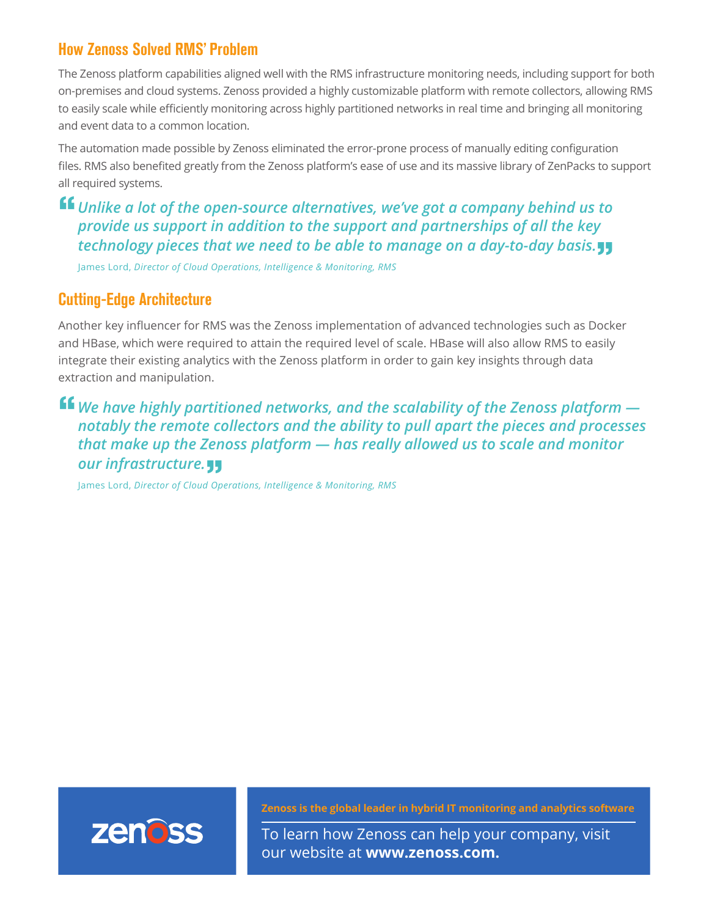## How Zenoss Solved RMS' Problem

The Zenoss platform capabilities aligned well with the RMS infrastructure monitoring needs, including support for both on-premises and cloud systems. Zenoss provided a highly customizable platform with remote collectors, allowing RMS to easily scale while efficiently monitoring across highly partitioned networks in real time and bringing all monitoring and event data to a common location.

The automation made possible by Zenoss eliminated the error-prone process of manually editing configuration files. RMS also benefited greatly from the Zenoss platform's ease of use and its massive library of ZenPacks to support all required systems.

> ***"Unlike a lot of the open-source alternatives, we've got a company behind us to provide us support in addition to the support and partnerships of all the key technology pieces that we need to be able to manage on a day-to-day basis."***
>
> James Lord, *Director of Cloud Operations, Intelligence & Monitoring, RMS*

## Cutting-Edge Architecture

Another key influencer for RMS was the Zenoss implementation of advanced technologies such as Docker and HBase, which were required to attain the required level of scale. HBase will also allow RMS to easily integrate their existing analytics with the Zenoss platform in order to gain key insights through data extraction and manipulation.

> ***"We have highly partitioned networks, and the scalability of the Zenoss platform — notably the remote collectors and the ability to pull apart the pieces and processes that make up the Zenoss platform — has really allowed us to scale and monitor our infrastructure."***
>
> James Lord, *Director of Cloud Operations, Intelligence & Monitoring, RMS*

zenoss

**Zenoss is the global leader in hybrid IT monitoring and analytics software**

To learn how Zenoss can help your company, visit our website at **www.zenoss.com.**